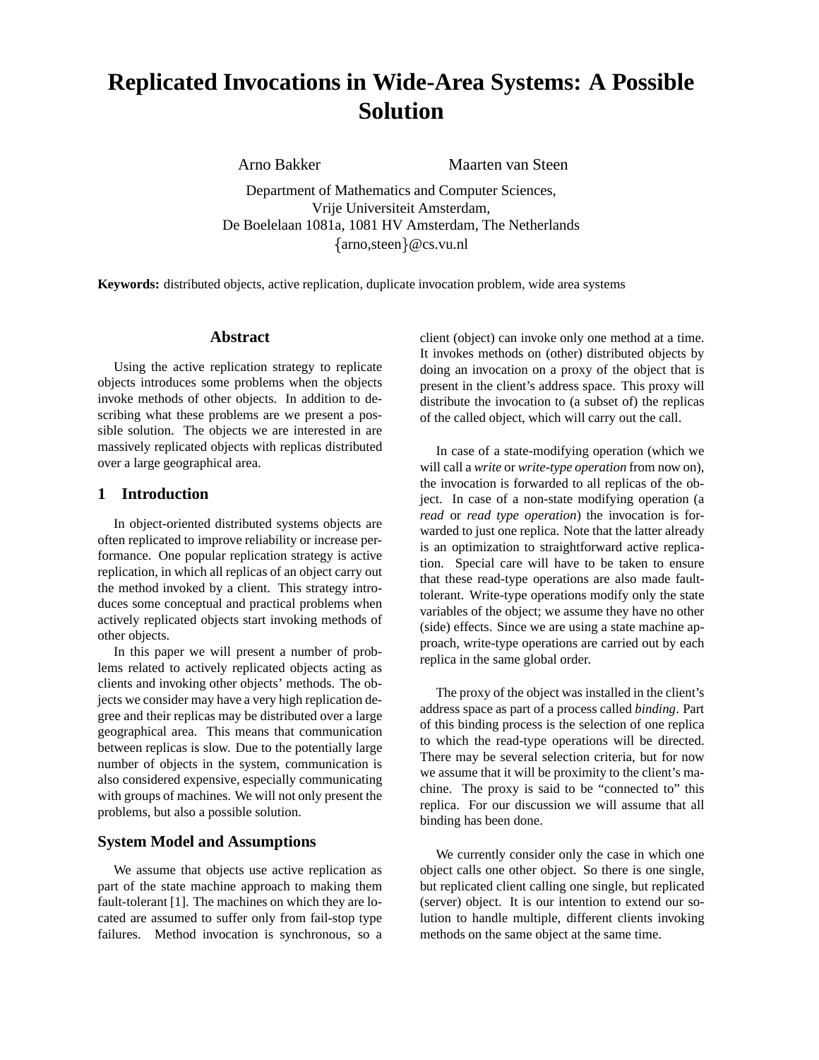# Replicated Invocations in Wide-Area Systems: A Possible Solution

Arno Bakker　　　Maarten van Steen

Department of Mathematics and Computer Sciences,
Vrije Universiteit Amsterdam,
De Boelelaan 1081a, 1081 HV Amsterdam, The Netherlands
{arno,steen}@cs.vu.nl

**Keywords:** distributed objects, active replication, duplicate invocation problem, wide area systems

## Abstract

Using the active replication strategy to replicate objects introduces some problems when the objects invoke methods of other objects. In addition to describing what these problems are we present a possible solution. The objects we are interested in are massively replicated objects with replicas distributed over a large geographical area.

## 1 Introduction

In object-oriented distributed systems objects are often replicated to improve reliability or increase performance. One popular replication strategy is active replication, in which all replicas of an object carry out the method invoked by a client. This strategy introduces some conceptual and practical problems when actively replicated objects start invoking methods of other objects.

In this paper we will present a number of problems related to actively replicated objects acting as clients and invoking other objects' methods. The objects we consider may have a very high replication degree and their replicas may be distributed over a large geographical area. This means that communication between replicas is slow. Due to the potentially large number of objects in the system, communication is also considered expensive, especially communicating with groups of machines. We will not only present the problems, but also a possible solution.

### System Model and Assumptions

We assume that objects use active replication as part of the state machine approach to making them fault-tolerant [1]. The machines on which they are located are assumed to suffer only from fail-stop type failures. Method invocation is synchronous, so a client (object) can invoke only one method at a time. It invokes methods on (other) distributed objects by doing an invocation on a proxy of the object that is present in the client's address space. This proxy will distribute the invocation to (a subset of) the replicas of the called object, which will carry out the call.

In case of a state-modifying operation (which we will call a *write* or *write-type operation* from now on), the invocation is forwarded to all replicas of the object. In case of a non-state modifying operation (a *read* or *read type operation*) the invocation is forwarded to just one replica. Note that the latter already is an optimization to straightforward active replication. Special care will have to be taken to ensure that these read-type operations are also made fault-tolerant. Write-type operations modify only the state variables of the object; we assume they have no other (side) effects. Since we are using a state machine approach, write-type operations are carried out by each replica in the same global order.

The proxy of the object was installed in the client's address space as part of a process called *binding*. Part of this binding process is the selection of one replica to which the read-type operations will be directed. There may be several selection criteria, but for now we assume that it will be proximity to the client's machine. The proxy is said to be "connected to" this replica. For our discussion we will assume that all binding has been done.

We currently consider only the case in which one object calls one other object. So there is one single, but replicated client calling one single, but replicated (server) object. It is our intention to extend our solution to handle multiple, different clients invoking methods on the same object at the same time.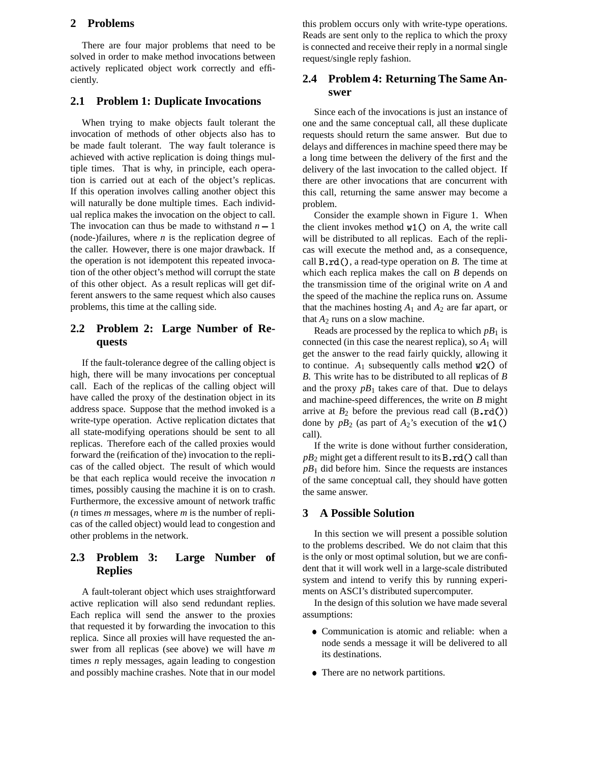## 2 Problems

There are four major problems that need to be solved in order to make method invocations between actively replicated object work correctly and efficiently.

### 2.1 Problem 1: Duplicate Invocations

When trying to make objects fault tolerant the invocation of methods of other objects also has to be made fault tolerant. The way fault tolerance is achieved with active replication is doing things multiple times. That is why, in principle, each operation is carried out at each of the object's replicas. If this operation involves calling another object this will naturally be done multiple times. Each individual replica makes the invocation on the object to call. The invocation can thus be made to withstand $n-1$ (node-)failures, where $n$ is the replication degree of the caller. However, there is one major drawback. If the operation is not idempotent this repeated invocation of the other object's method will corrupt the state of this other object. As a result replicas will get different answers to the same request which also causes problems, this time at the calling side.

### 2.2 Problem 2: Large Number of Requests

If the fault-tolerance degree of the calling object is high, there will be many invocations per conceptual call. Each of the replicas of the calling object will have called the proxy of the destination object in its address space. Suppose that the method invoked is a write-type operation. Active replication dictates that all state-modifying operations should be sent to all replicas. Therefore each of the called proxies would forward the (reification of the) invocation to the replicas of the called object. The result of which would be that each replica would receive the invocation $n$ times, possibly causing the machine it is on to crash. Furthermore, the excessive amount of network traffic ($n$ times $m$ messages, where $m$ is the number of replicas of the called object) would lead to congestion and other problems in the network.

### 2.3 Problem 3: Large Number of Replies

A fault-tolerant object which uses straightforward active replication will also send redundant replies. Each replica will send the answer to the proxies that requested it by forwarding the invocation to this replica. Since all proxies will have requested the answer from all replicas (see above) we will have $m$ times $n$ reply messages, again leading to congestion and possibly machine crashes. Note that in our model this problem occurs only with write-type operations. Reads are sent only to the replica to which the proxy is connected and receive their reply in a normal single request/single reply fashion.

### 2.4 Problem 4: Returning The Same Answer

Since each of the invocations is just an instance of one and the same conceptual call, all these duplicate requests should return the same answer. But due to delays and differences in machine speed there may be a long time between the delivery of the first and the delivery of the last invocation to the called object. If there are other invocations that are concurrent with this call, returning the same answer may become a problem.

Consider the example shown in Figure 1. When the client invokes method `w1()` on $A$, the write call will be distributed to all replicas. Each of the replicas will execute the method and, as a consequence, call `B.rd()`, a read-type operation on $B$. The time at which each replica makes the call on $B$ depends on the transmission time of the original write on $A$ and the speed of the machine the replica runs on. Assume that the machines hosting $A_1$ and $A_2$ are far apart, or that $A_2$ runs on a slow machine.

Reads are processed by the replica to which $pB_1$ is connected (in this case the nearest replica), so $A_1$ will get the answer to the read fairly quickly, allowing it to continue. $A_1$ subsequently calls method `w2()` of $B$. This write has to be distributed to all replicas of $B$ and the proxy $pB_1$ takes care of that. Due to delays and machine-speed differences, the write on $B$ might arrive at $B_2$ before the previous read call (`B.rd()`) done by $pB_2$ (as part of $A_2$'s execution of the `w1()` call).

If the write is done without further consideration, $pB_2$ might get a different result to its `B.rd()` call than $pB_1$ did before him. Since the requests are instances of the same conceptual call, they should have gotten the same answer.

## 3 A Possible Solution

In this section we will present a possible solution to the problems described. We do not claim that this is the only or most optimal solution, but we are confident that it will work well in a large-scale distributed system and intend to verify this by running experiments on ASCI's distributed supercomputer.

In the design of this solution we have made several assumptions:

- Communication is atomic and reliable: when a node sends a message it will be delivered to all its destinations.
- There are no network partitions.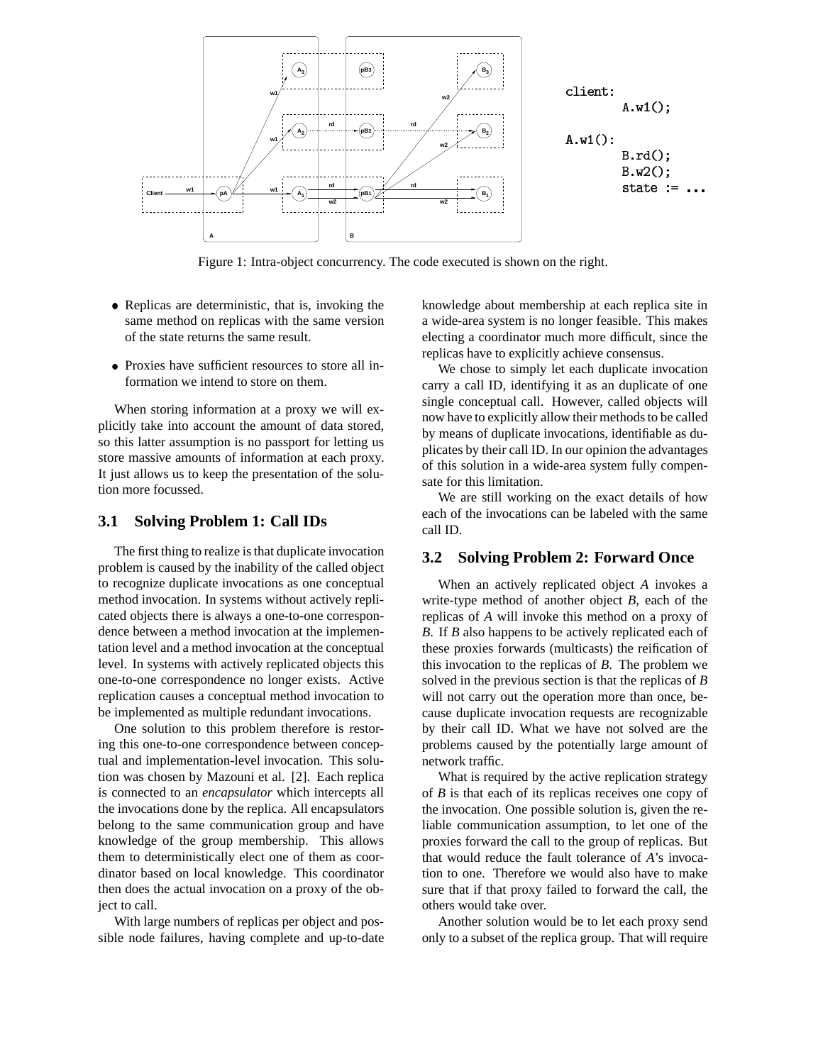client:
```
client:
        A.w1();

A.w1():
        B.rd();
        B.w2();
        state := ...
```

Figure 1: Intra-object concurrency. The code executed is shown on the right.

- Replicas are deterministic, that is, invoking the same method on replicas with the same version of the state returns the same result.
- Proxies have sufficient resources to store all information we intend to store on them.

When storing information at a proxy we will explicitly take into account the amount of data stored, so this latter assumption is no passport for letting us store massive amounts of information at each proxy. It just allows us to keep the presentation of the solution more focussed.

### 3.1 Solving Problem 1: Call IDs

The first thing to realize is that duplicate invocation problem is caused by the inability of the called object to recognize duplicate invocations as one conceptual method invocation. In systems without actively replicated objects there is always a one-to-one correspondence between a method invocation at the implementation level and a method invocation at the conceptual level. In systems with actively replicated objects this one-to-one correspondence no longer exists. Active replication causes a conceptual method invocation to be implemented as multiple redundant invocations.

One solution to this problem therefore is restoring this one-to-one correspondence between conceptual and implementation-level invocation. This solution was chosen by Mazouni et al. [2]. Each replica is connected to an *encapsulator* which intercepts all the invocations done by the replica. All encapsulators belong to the same communication group and have knowledge of the group membership. This allows them to deterministically elect one of them as coordinator based on local knowledge. This coordinator then does the actual invocation on a proxy of the object to call.

With large numbers of replicas per object and possible node failures, having complete and up-to-date knowledge about membership at each replica site in a wide-area system is no longer feasible. This makes electing a coordinator much more difficult, since the replicas have to explicitly achieve consensus.

We chose to simply let each duplicate invocation carry a call ID, identifying it as an duplicate of one single conceptual call. However, called objects will now have to explicitly allow their methods to be called by means of duplicate invocations, identifiable as duplicates by their call ID. In our opinion the advantages of this solution in a wide-area system fully compensate for this limitation.

We are still working on the exact details of how each of the invocations can be labeled with the same call ID.

### 3.2 Solving Problem 2: Forward Once

When an actively replicated object *A* invokes a write-type method of another object *B*, each of the replicas of *A* will invoke this method on a proxy of *B*. If *B* also happens to be actively replicated each of these proxies forwards (multicasts) the reification of this invocation to the replicas of *B*. The problem we solved in the previous section is that the replicas of *B* will not carry out the operation more than once, because duplicate invocation requests are recognizable by their call ID. What we have not solved are the problems caused by the potentially large amount of network traffic.

What is required by the active replication strategy of *B* is that each of its replicas receives one copy of the invocation. One possible solution is, given the reliable communication assumption, to let one of the proxies forward the call to the group of replicas. But that would reduce the fault tolerance of *A*'s invocation to one. Therefore we would also have to make sure that if that proxy failed to forward the call, the others would take over.

Another solution would be to let each proxy send only to a subset of the replica group. That will require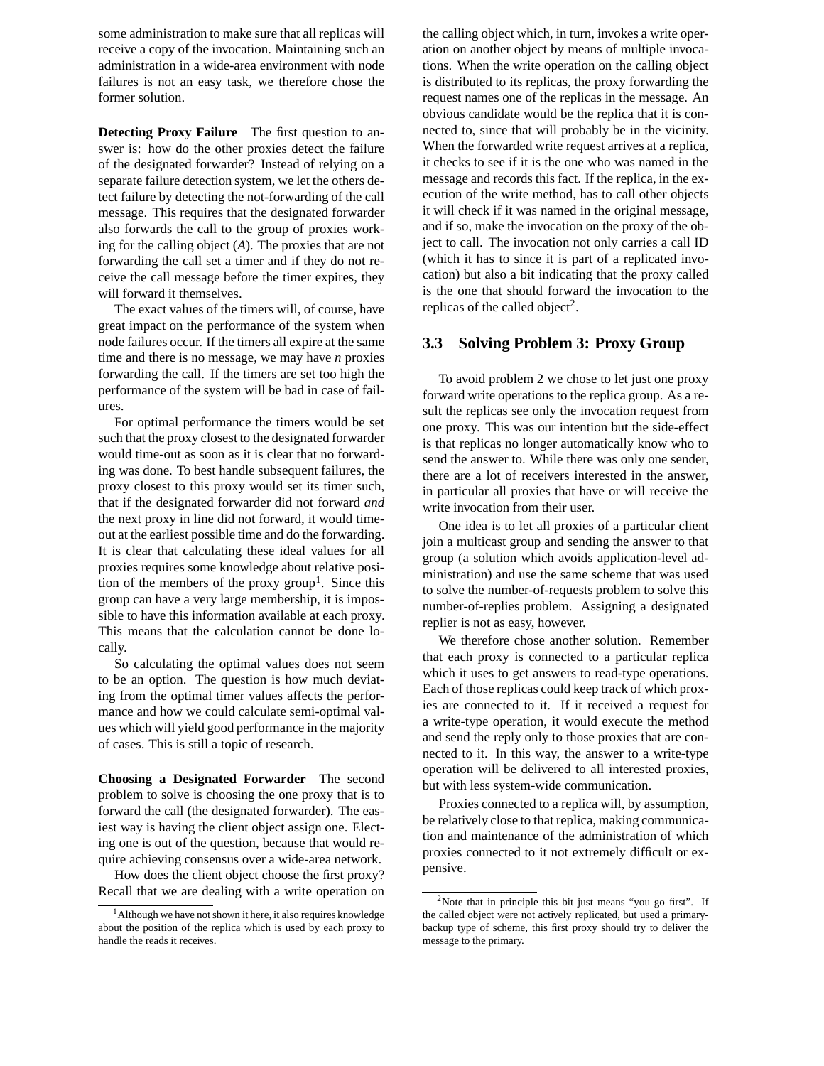some administration to make sure that all replicas will receive a copy of the invocation. Maintaining such an administration in a wide-area environment with node failures is not an easy task, we therefore chose the former solution.

**Detecting Proxy Failure** The first question to answer is: how do the other proxies detect the failure of the designated forwarder? Instead of relying on a separate failure detection system, we let the others detect failure by detecting the not-forwarding of the call message. This requires that the designated forwarder also forwards the call to the group of proxies working for the calling object (*A*). The proxies that are not forwarding the call set a timer and if they do not receive the call message before the timer expires, they will forward it themselves.

The exact values of the timers will, of course, have great impact on the performance of the system when node failures occur. If the timers all expire at the same time and there is no message, we may have *n* proxies forwarding the call. If the timers are set too high the performance of the system will be bad in case of failures.

For optimal performance the timers would be set such that the proxy closest to the designated forwarder would time-out as soon as it is clear that no forwarding was done. To best handle subsequent failures, the proxy closest to this proxy would set its timer such, that if the designated forwarder did not forward *and* the next proxy in line did not forward, it would time-out at the earliest possible time and do the forwarding. It is clear that calculating these ideal values for all proxies requires some knowledge about relative position of the members of the proxy group[1]. Since this group can have a very large membership, it is impossible to have this information available at each proxy. This means that the calculation cannot be done locally.

So calculating the optimal values does not seem to be an option. The question is how much deviating from the optimal timer values affects the performance and how we could calculate semi-optimal values which will yield good performance in the majority of cases. This is still a topic of research.

**Choosing a Designated Forwarder** The second problem to solve is choosing the one proxy that is to forward the call (the designated forwarder). The easiest way is having the client object assign one. Electing one is out of the question, because that would require achieving consensus over a wide-area network.

How does the client object choose the first proxy? Recall that we are dealing with a write operation on the calling object which, in turn, invokes a write operation on another object by means of multiple invocations. When the write operation on the calling object is distributed to its replicas, the proxy forwarding the request names one of the replicas in the message. An obvious candidate would be the replica that it is connected to, since that will probably be in the vicinity. When the forwarded write request arrives at a replica, it checks to see if it is the one who was named in the message and records this fact. If the replica, in the execution of the write method, has to call other objects it will check if it was named in the original message, and if so, make the invocation on the proxy of the object to call. The invocation not only carries a call ID (which it has to since it is part of a replicated invocation) but also a bit indicating that the proxy called is the one that should forward the invocation to the replicas of the called object[2].

## 3.3 Solving Problem 3: Proxy Group

To avoid problem 2 we chose to let just one proxy forward write operations to the replica group. As a result the replicas see only the invocation request from one proxy. This was our intention but the side-effect is that replicas no longer automatically know who to send the answer to. While there was only one sender, there are a lot of receivers interested in the answer, in particular all proxies that have or will receive the write invocation from their user.

One idea is to let all proxies of a particular client join a multicast group and sending the answer to that group (a solution which avoids application-level administration) and use the same scheme that was used to solve the number-of-requests problem to solve this number-of-replies problem. Assigning a designated replier is not as easy, however.

We therefore chose another solution. Remember that each proxy is connected to a particular replica which it uses to get answers to read-type operations. Each of those replicas could keep track of which proxies are connected to it. If it received a request for a write-type operation, it would execute the method and send the reply only to those proxies that are connected to it. In this way, the answer to a write-type operation will be delivered to all interested proxies, but with less system-wide communication.

Proxies connected to a replica will, by assumption, be relatively close to that replica, making communication and maintenance of the administration of which proxies connected to it not extremely difficult or expensive.

---

[1] Although we have not shown it here, it also requires knowledge about the position of the replica which is used by each proxy to handle the reads it receives.

[2] Note that in principle this bit just means "you go first". If the called object were not actively replicated, but used a primary-backup type of scheme, this first proxy should try to deliver the message to the primary.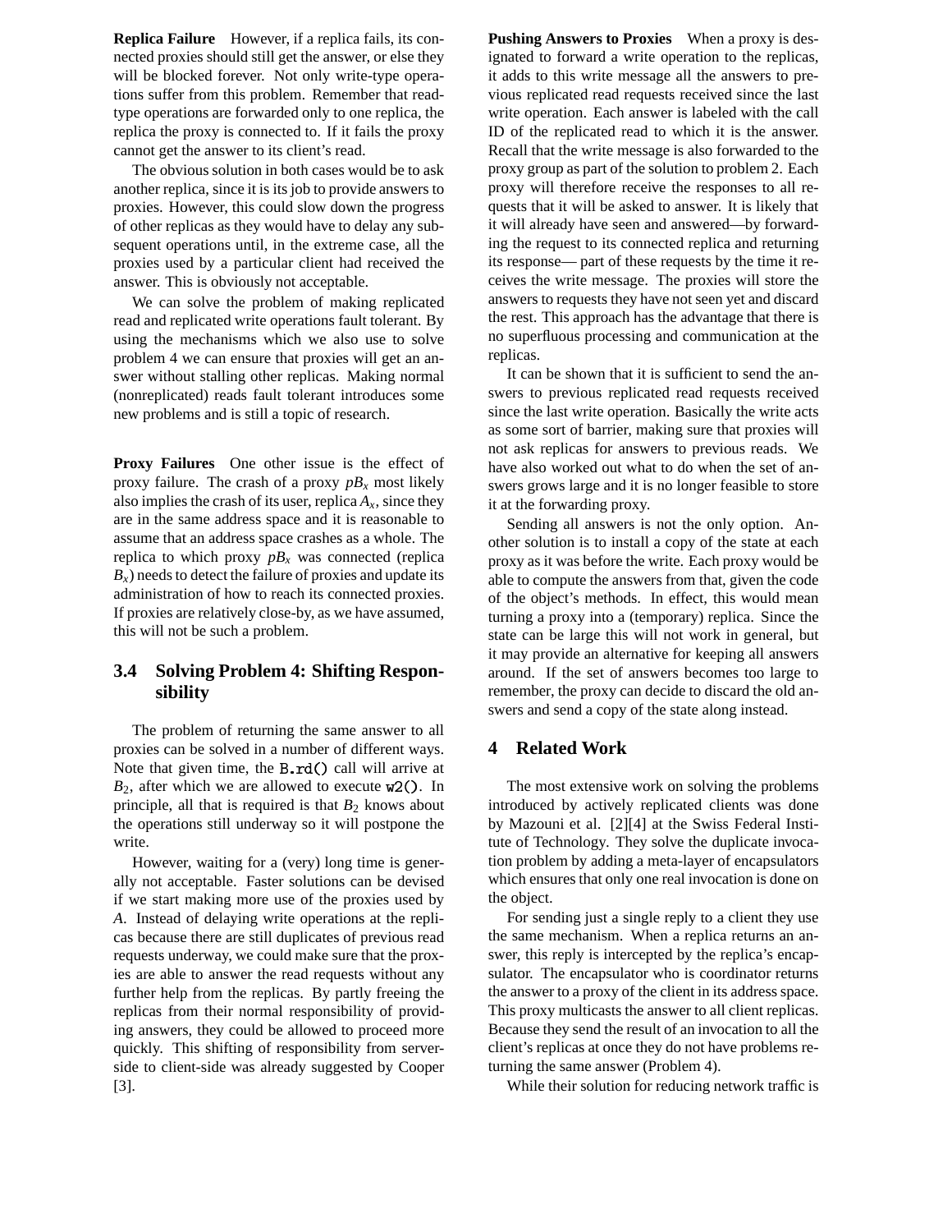**Replica Failure** However, if a replica fails, its connected proxies should still get the answer, or else they will be blocked forever. Not only write-type operations suffer from this problem. Remember that read-type operations are forwarded only to one replica, the replica the proxy is connected to. If it fails the proxy cannot get the answer to its client's read.

The obvious solution in both cases would be to ask another replica, since it is its job to provide answers to proxies. However, this could slow down the progress of other replicas as they would have to delay any subsequent operations until, in the extreme case, all the proxies used by a particular client had received the answer. This is obviously not acceptable.

We can solve the problem of making replicated read and replicated write operations fault tolerant. By using the mechanisms which we also use to solve problem 4 we can ensure that proxies will get an answer without stalling other replicas. Making normal (nonreplicated) reads fault tolerant introduces some new problems and is still a topic of research.

**Proxy Failures** One other issue is the effect of proxy failure. The crash of a proxy $pB_x$ most likely also implies the crash of its user, replica $A_x$, since they are in the same address space and it is reasonable to assume that an address space crashes as a whole. The replica to which proxy $pB_x$ was connected (replica $B_x$) needs to detect the failure of proxies and update its administration of how to reach its connected proxies. If proxies are relatively close-by, as we have assumed, this will not be such a problem.

## 3.4 Solving Problem 4: Shifting Responsibility

The problem of returning the same answer to all proxies can be solved in a number of different ways. Note that given time, the `B.rd()` call will arrive at $B_2$, after which we are allowed to execute `w2()`. In principle, all that is required is that $B_2$ knows about the operations still underway so it will postpone the write.

However, waiting for a (very) long time is generally not acceptable. Faster solutions can be devised if we start making more use of the proxies used by $A$. Instead of delaying write operations at the replicas because there are still duplicates of previous read requests underway, we could make sure that the proxies are able to answer the read requests without any further help from the replicas. By partly freeing the replicas from their normal responsibility of providing answers, they could be allowed to proceed more quickly. This shifting of responsibility from server-side to client-side was already suggested by Cooper [3].

**Pushing Answers to Proxies** When a proxy is designated to forward a write operation to the replicas, it adds to this write message all the answers to previous replicated read requests received since the last write operation. Each answer is labeled with the call ID of the replicated read to which it is the answer. Recall that the write message is also forwarded to the proxy group as part of the solution to problem 2. Each proxy will therefore receive the responses to all requests that it will be asked to answer. It is likely that it will already have seen and answered—by forwarding the request to its connected replica and returning its response— part of these requests by the time it receives the write message. The proxies will store the answers to requests they have not seen yet and discard the rest. This approach has the advantage that there is no superfluous processing and communication at the replicas.

It can be shown that it is sufficient to send the answers to previous replicated read requests received since the last write operation. Basically the write acts as some sort of barrier, making sure that proxies will not ask replicas for answers to previous reads. We have also worked out what to do when the set of answers grows large and it is no longer feasible to store it at the forwarding proxy.

Sending all answers is not the only option. Another solution is to install a copy of the state at each proxy as it was before the write. Each proxy would be able to compute the answers from that, given the code of the object's methods. In effect, this would mean turning a proxy into a (temporary) replica. Since the state can be large this will not work in general, but it may provide an alternative for keeping all answers around. If the set of answers becomes too large to remember, the proxy can decide to discard the old answers and send a copy of the state along instead.

# 4 Related Work

The most extensive work on solving the problems introduced by actively replicated clients was done by Mazouni et al. [2][4] at the Swiss Federal Institute of Technology. They solve the duplicate invocation problem by adding a meta-layer of encapsulators which ensures that only one real invocation is done on the object.

For sending just a single reply to a client they use the same mechanism. When a replica returns an answer, this reply is intercepted by the replica's encapsulator. The encapsulator who is coordinator returns the answer to a proxy of the client in its address space. This proxy multicasts the answer to all client replicas. Because they send the result of an invocation to all the client's replicas at once they do not have problems returning the same answer (Problem 4).

While their solution for reducing network traffic is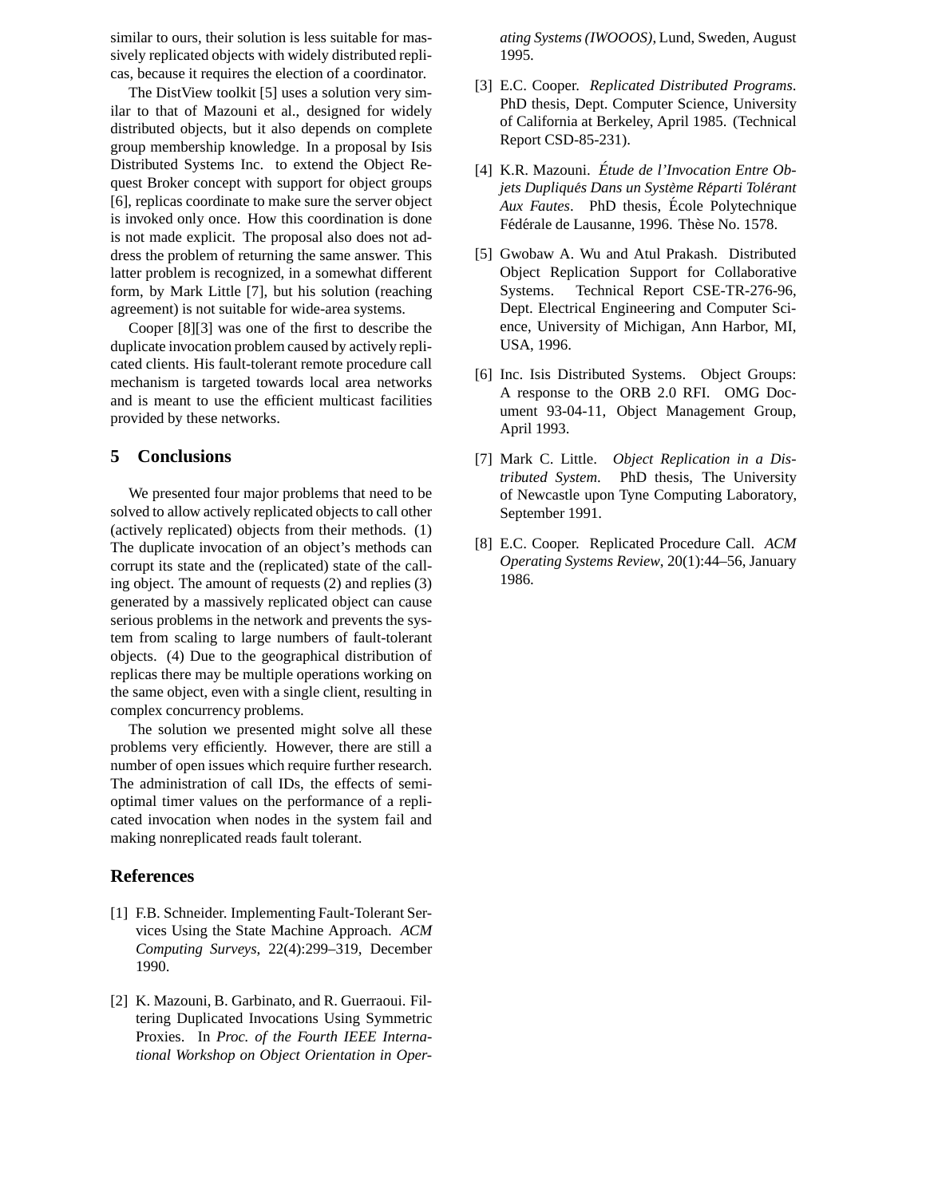similar to ours, their solution is less suitable for massively replicated objects with widely distributed replicas, because it requires the election of a coordinator.

The DistView toolkit [5] uses a solution very similar to that of Mazouni et al., designed for widely distributed objects, but it also depends on complete group membership knowledge. In a proposal by Isis Distributed Systems Inc. to extend the Object Request Broker concept with support for object groups [6], replicas coordinate to make sure the server object is invoked only once. How this coordination is done is not made explicit. The proposal also does not address the problem of returning the same answer. This latter problem is recognized, in a somewhat different form, by Mark Little [7], but his solution (reaching agreement) is not suitable for wide-area systems.

Cooper [8][3] was one of the first to describe the duplicate invocation problem caused by actively replicated clients. His fault-tolerant remote procedure call mechanism is targeted towards local area networks and is meant to use the efficient multicast facilities provided by these networks.

## 5 Conclusions

We presented four major problems that need to be solved to allow actively replicated objects to call other (actively replicated) objects from their methods. (1) The duplicate invocation of an object's methods can corrupt its state and the (replicated) state of the calling object. The amount of requests (2) and replies (3) generated by a massively replicated object can cause serious problems in the network and prevents the system from scaling to large numbers of fault-tolerant objects. (4) Due to the geographical distribution of replicas there may be multiple operations working on the same object, even with a single client, resulting in complex concurrency problems.

The solution we presented might solve all these problems very efficiently. However, there are still a number of open issues which require further research. The administration of call IDs, the effects of semi-optimal timer values on the performance of a replicated invocation when nodes in the system fail and making nonreplicated reads fault tolerant.

## References

[1] F.B. Schneider. Implementing Fault-Tolerant Services Using the State Machine Approach. *ACM Computing Surveys*, 22(4):299–319, December 1990.

[2] K. Mazouni, B. Garbinato, and R. Guerraoui. Filtering Duplicated Invocations Using Symmetric Proxies. In *Proc. of the Fourth IEEE International Workshop on Object Orientation in Operating Systems (IWOOOS)*, Lund, Sweden, August 1995.

[3] E.C. Cooper. *Replicated Distributed Programs*. PhD thesis, Dept. Computer Science, University of California at Berkeley, April 1985. (Technical Report CSD-85-231).

[4] K.R. Mazouni. *Étude de l'Invocation Entre Objets Dupliqués Dans un Système Réparti Tolérant Aux Fautes*. PhD thesis, École Polytechnique Fédérale de Lausanne, 1996. Thèse No. 1578.

[5] Gwobaw A. Wu and Atul Prakash. Distributed Object Replication Support for Collaborative Systems. Technical Report CSE-TR-276-96, Dept. Electrical Engineering and Computer Science, University of Michigan, Ann Harbor, MI, USA, 1996.

[6] Inc. Isis Distributed Systems. Object Groups: A response to the ORB 2.0 RFI. OMG Document 93-04-11, Object Management Group, April 1993.

[7] Mark C. Little. *Object Replication in a Distributed System*. PhD thesis, The University of Newcastle upon Tyne Computing Laboratory, September 1991.

[8] E.C. Cooper. Replicated Procedure Call. *ACM Operating Systems Review*, 20(1):44–56, January 1986.